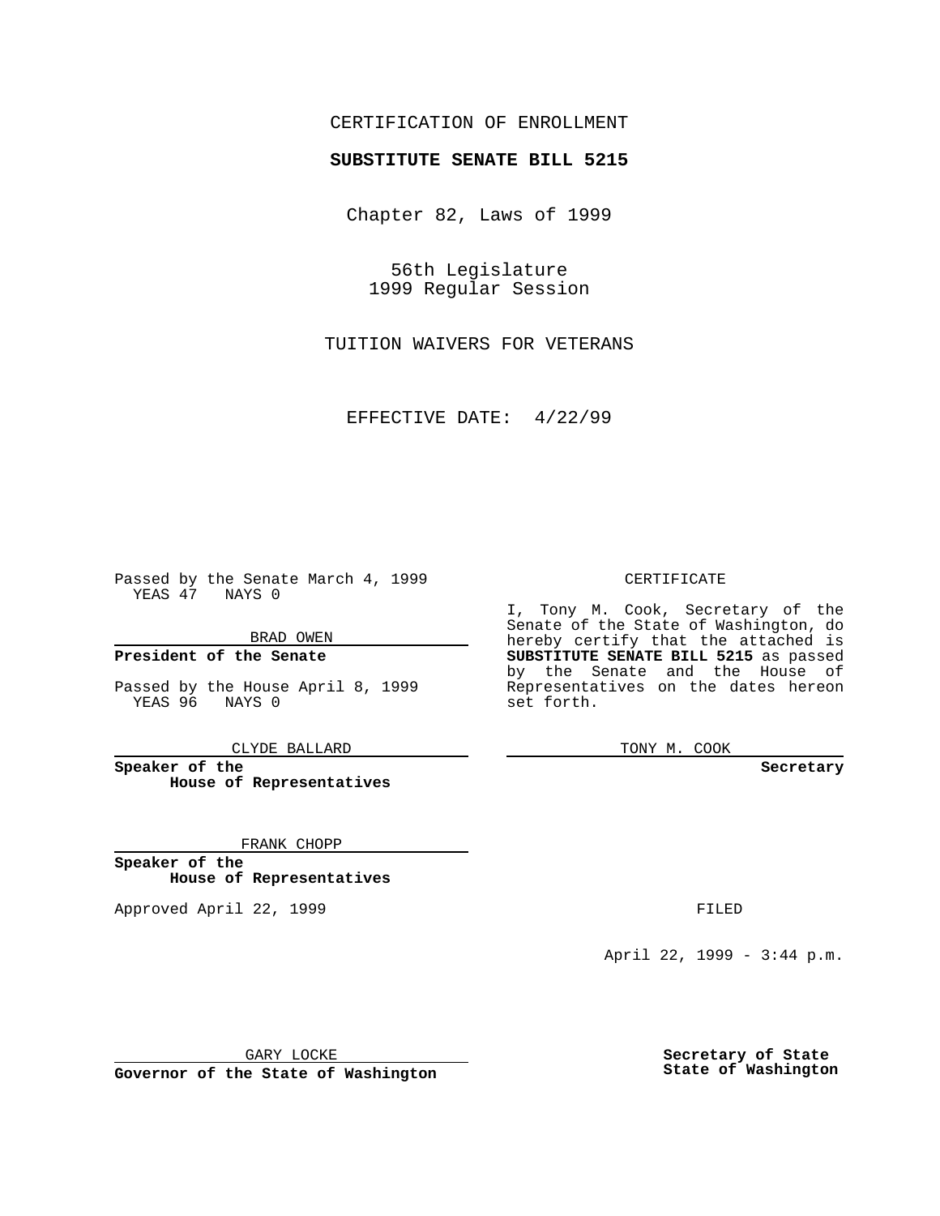CERTIFICATION OF ENROLLMENT

**SUBSTITUTE SENATE BILL 5215**

Chapter 82, Laws of 1999

56th Legislature
1999 Regular Session

TUITION WAIVERS FOR VETERANS

EFFECTIVE DATE: 4/22/99

Passed by the Senate March 4, 1999
YEAS 47 NAYS 0

BRAD OWEN

**President of the Senate**

Passed by the House April 8, 1999
YEAS 96 NAYS 0

CLYDE BALLARD

**Speaker of the House of Representatives**

FRANK CHOPP

**Speaker of the House of Representatives**

Approved April 22, 1999

GARY LOCKE

**Governor of the State of Washington**

CERTIFICATE

I, Tony M. Cook, Secretary of the Senate of the State of Washington, do hereby certify that the attached is **SUBSTITUTE SENATE BILL 5215** as passed by the Senate and the House of Representatives on the dates hereon set forth.

TONY M. COOK

**Secretary**

FILED

April 22, 1999 - 3:44 p.m.

**Secretary of State**
**State of Washington**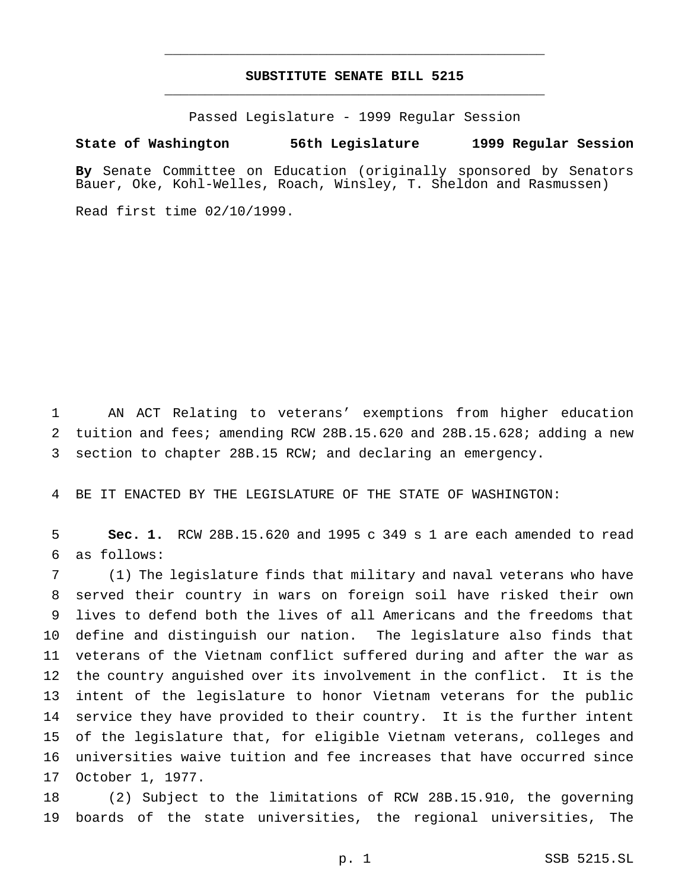# SUBSTITUTE SENATE BILL 5215

Passed Legislature - 1999 Regular Session

**State of Washington 56th Legislature 1999 Regular Session**

**By** Senate Committee on Education (originally sponsored by Senators Bauer, Oke, Kohl-Welles, Roach, Winsley, T. Sheldon and Rasmussen)

Read first time 02/10/1999.

AN ACT Relating to veterans' exemptions from higher education tuition and fees; amending RCW 28B.15.620 and 28B.15.628; adding a new section to chapter 28B.15 RCW; and declaring an emergency.

BE IT ENACTED BY THE LEGISLATURE OF THE STATE OF WASHINGTON:

**Sec. 1.** RCW 28B.15.620 and 1995 c 349 s 1 are each amended to read as follows:

(1) The legislature finds that military and naval veterans who have served their country in wars on foreign soil have risked their own lives to defend both the lives of all Americans and the freedoms that define and distinguish our nation. The legislature also finds that veterans of the Vietnam conflict suffered during and after the war as the country anguished over its involvement in the conflict. It is the intent of the legislature to honor Vietnam veterans for the public service they have provided to their country. It is the further intent of the legislature that, for eligible Vietnam veterans, colleges and universities waive tuition and fee increases that have occurred since October 1, 1977.

(2) Subject to the limitations of RCW 28B.15.910, the governing boards of the state universities, the regional universities, The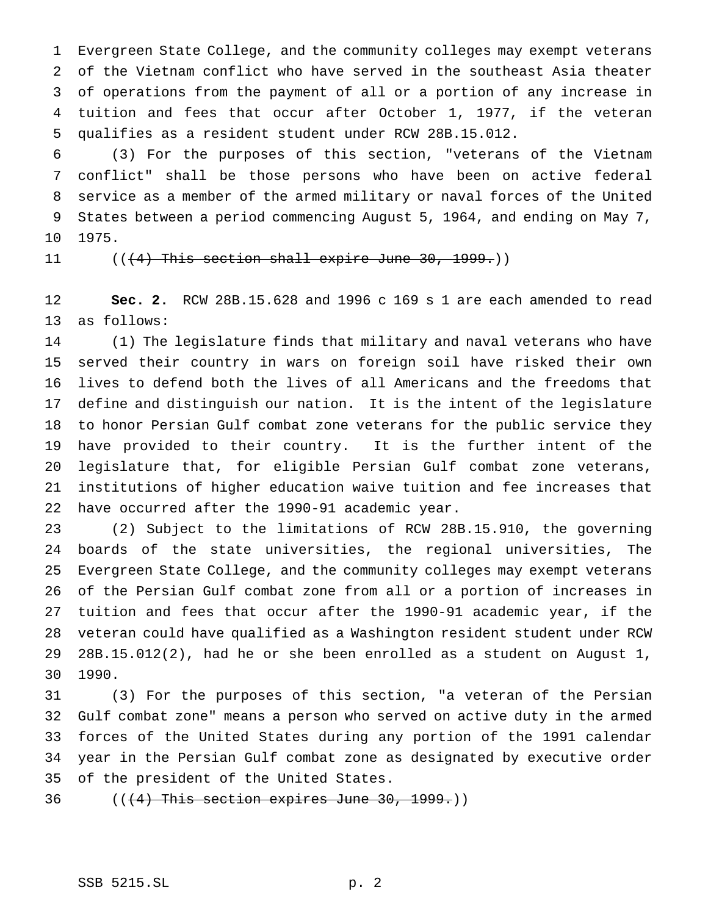Evergreen State College, and the community colleges may exempt veterans of the Vietnam conflict who have served in the southeast Asia theater of operations from the payment of all or a portion of any increase in tuition and fees that occur after October 1, 1977, if the veteran qualifies as a resident student under RCW 28B.15.012.

(3) For the purposes of this section, "veterans of the Vietnam conflict" shall be those persons who have been on active federal service as a member of the armed military or naval forces of the United States between a period commencing August 5, 1964, and ending on May 7, 1975.

((~~(4) This section shall expire June 30, 1999.~~))

**Sec. 2.** RCW 28B.15.628 and 1996 c 169 s 1 are each amended to read as follows:

(1) The legislature finds that military and naval veterans who have served their country in wars on foreign soil have risked their own lives to defend both the lives of all Americans and the freedoms that define and distinguish our nation. It is the intent of the legislature to honor Persian Gulf combat zone veterans for the public service they have provided to their country. It is the further intent of the legislature that, for eligible Persian Gulf combat zone veterans, institutions of higher education waive tuition and fee increases that have occurred after the 1990-91 academic year.

(2) Subject to the limitations of RCW 28B.15.910, the governing boards of the state universities, the regional universities, The Evergreen State College, and the community colleges may exempt veterans of the Persian Gulf combat zone from all or a portion of increases in tuition and fees that occur after the 1990-91 academic year, if the veteran could have qualified as a Washington resident student under RCW 28B.15.012(2), had he or she been enrolled as a student on August 1, 1990.

(3) For the purposes of this section, "a veteran of the Persian Gulf combat zone" means a person who served on active duty in the armed forces of the United States during any portion of the 1991 calendar year in the Persian Gulf combat zone as designated by executive order of the president of the United States.

((~~(4) This section expires June 30, 1999.~~))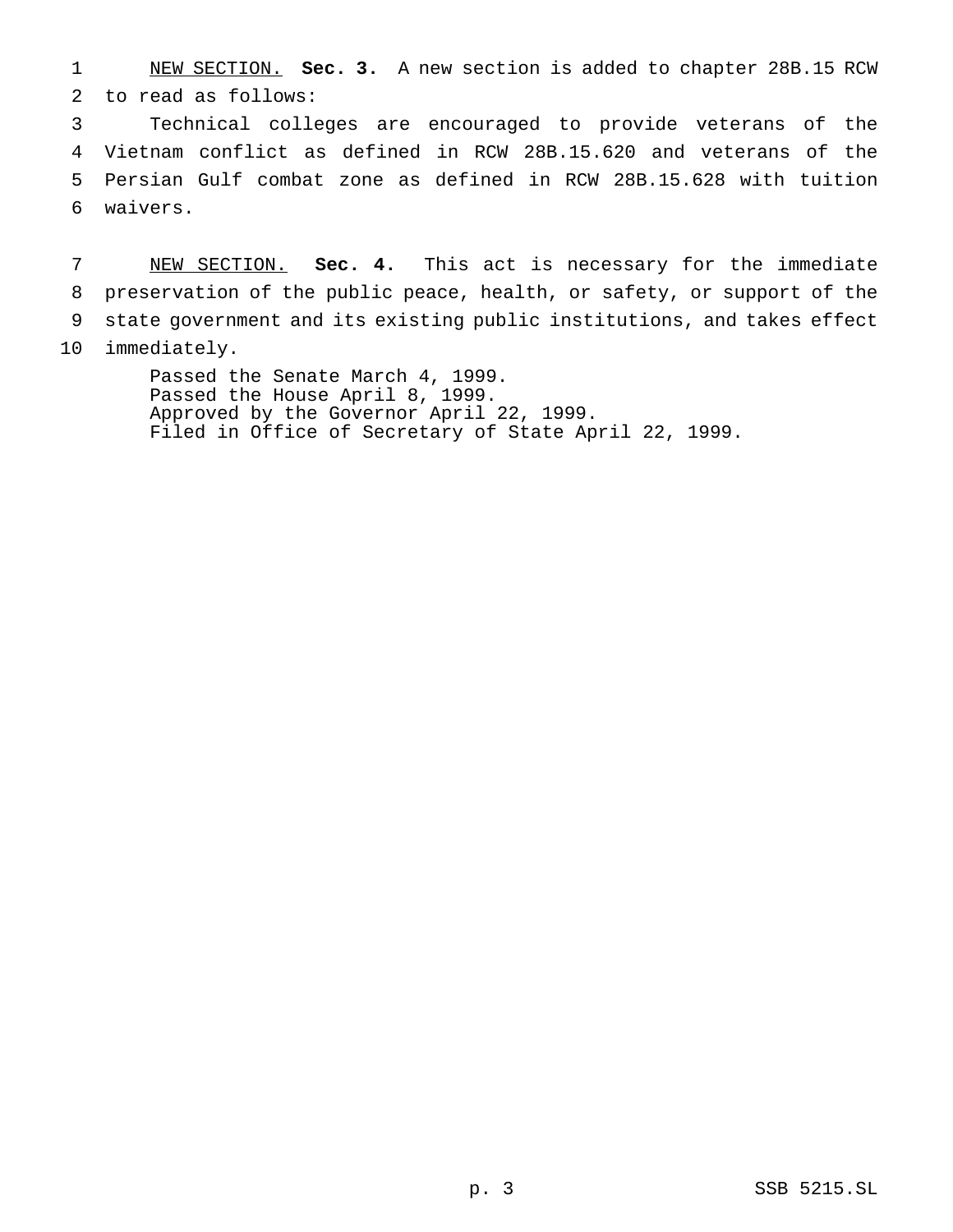NEW SECTION. **Sec. 3.** A new section is added to chapter 28B.15 RCW to read as follows:

Technical colleges are encouraged to provide veterans of the Vietnam conflict as defined in RCW 28B.15.620 and veterans of the Persian Gulf combat zone as defined in RCW 28B.15.628 with tuition waivers.

NEW SECTION. **Sec. 4.** This act is necessary for the immediate preservation of the public peace, health, or safety, or support of the state government and its existing public institutions, and takes effect immediately.

Passed the Senate March 4, 1999.
Passed the House April 8, 1999.
Approved by the Governor April 22, 1999.
Filed in Office of Secretary of State April 22, 1999.